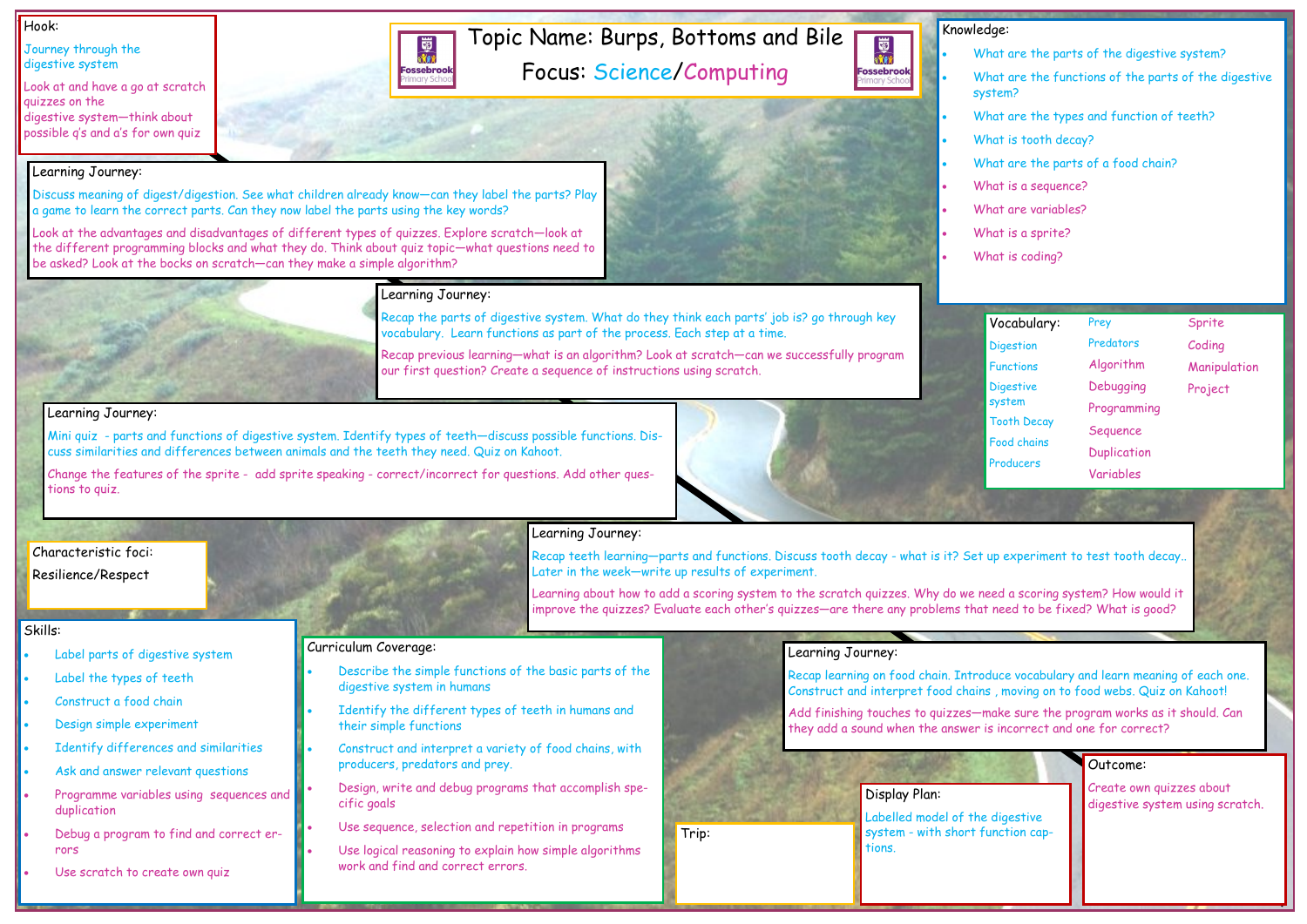# Topic Name: Burps, Bottoms and Bile

## Focus: Science/Computing

## Hook:

Journey through the digestive system

Look at and have a go at scratch quizzes on the digestive system—think about possible q's and a's for own quiz

## Learning Journey:

Discuss meaning of digest/digestion. See what children already know—can they label the parts? Play a game to learn the correct parts. Can they now label the parts using the key words?

Look at the advantages and disadvantages of different types of quizzes. Explore scratch—look at the different programming blocks and what they do. Think about quiz topic—what questions need to be asked? Look at the bocks on scratch—can they make a simple algorithm?

## Learning Journey:

Recap the parts of digestive system. What do they think each parts' job is? go through key vocabulary. Learn functions as part of the process. Each step at a time.

Recap previous learning—what is an algorithm? Look at scratch—can we successfully program our first question? Create a sequence of instructions using scratch.

## Learning Journey:

Mini quiz - parts and functions of digestive system. Identify types of teeth—discuss possible functions. Discuss similarities and differences between animals and the teeth they need. Quiz on Kahoot.

Change the features of the sprite - add sprite speaking - correct/incorrect for questions. Add other questions to quiz.

## Learning Journey:

Recap teeth learning—parts and functions. Discuss tooth decay - what is it? Set up experiment to test tooth decay.. Later in the week—write up results of experiment.

Learning about how to add a scoring system to the scratch quizzes. Why do we need a scoring system? How would it improve the quizzes? Evaluate each other's quizzes—are there any problems that need to be fixed? What is good?

## Learning Journey:

Recap learning on food chain. Introduce vocabulary and learn meaning of each one. Construct and interpret food chains , moving on to food webs. Quiz on Kahoot!

Add finishing touches to quizzes—make sure the program works as it should. Can they add a sound when the answer is incorrect and one for correct?

## Knowledge:

- What are the parts of the digestive system?
- What are the functions of the parts of the digestive system?
- What are the types and function of teeth?
- What is tooth decay?
- What are the parts of a food chain?
- What is a sequence?
- What are variables?
- What is a sprite?
- What is coding?

## Vocabulary:

| | | |
|---|---|---|
| Digestion | Prey | Sprite |
| Functions | Predators | Coding |
| Digestive system | Algorithm | Manipulation |
| Tooth Decay | Debugging | Project |
| Food chains | Programming | |
| Producers | Sequence | |
| | Duplication | |
| | Variables | |

## Characteristic foci:

Resilience/Respect

## Skills:

- Label parts of digestive system
- Label the types of teeth
- Construct a food chain
- Design simple experiment
- Identify differences and similarities
- Ask and answer relevant questions
- Programme variables using sequences and duplication
- Debug a program to find and correct errors
- Use scratch to create own quiz

## Curriculum Coverage:

- Describe the simple functions of the basic parts of the digestive system in humans
- Identify the different types of teeth in humans and their simple functions
- Construct and interpret a variety of food chains, with producers, predators and prey.
- Design, write and debug programs that accomplish specific goals
- Use sequence, selection and repetition in programs
- Use logical reasoning to explain how simple algorithms work and find and correct errors.

## Trip:

## Display Plan:

Labelled model of the digestive system - with short function captions.

## Outcome:

Create own quizzes about digestive system using scratch.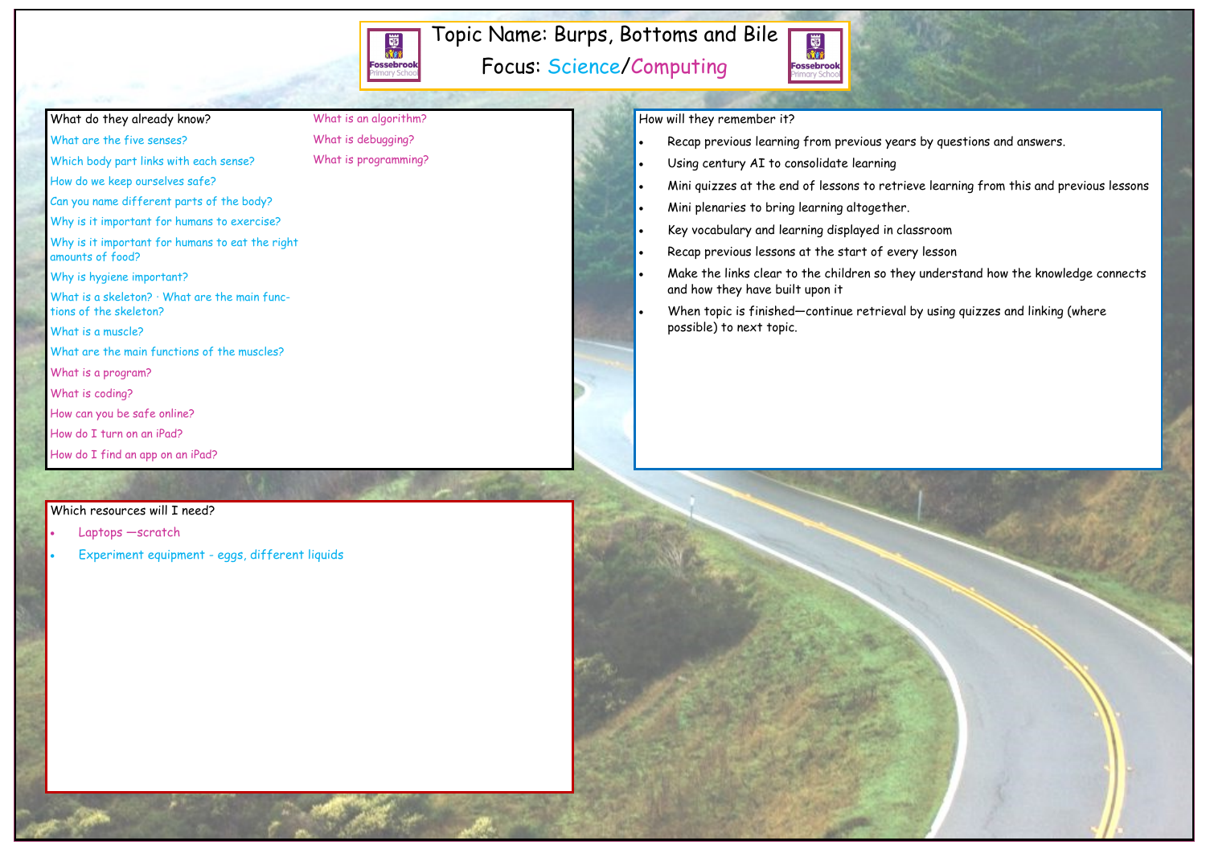# Topic Name: Burps, Bottoms and Bile

## Focus: Science/Computing

### What do they already know?

What are the five senses?

Which body part links with each sense?

How do we keep ourselves safe?

Can you name different parts of the body?

Why is it important for humans to exercise?

Why is it important for humans to eat the right amounts of food?

Why is hygiene important?

What is a skeleton? · What are the main functions of the skeleton?

What is a muscle?

What are the main functions of the muscles?

What is a program?

What is coding?

How can you be safe online?

How do I turn on an iPad?

How do I find an app on an iPad?

What is an algorithm?

What is debugging?

What is programming?

### How will they remember it?

- Recap previous learning from previous years by questions and answers.
- Using century AI to consolidate learning
- Mini quizzes at the end of lessons to retrieve learning from this and previous lessons
- Mini plenaries to bring learning altogether.
- Key vocabulary and learning displayed in classroom
- Recap previous lessons at the start of every lesson
- Make the links clear to the children so they understand how the knowledge connects and how they have built upon it
- When topic is finished—continue retrieval by using quizzes and linking (where possible) to next topic.

### Which resources will I need?

- Laptops —scratch
- Experiment equipment - eggs, different liquids